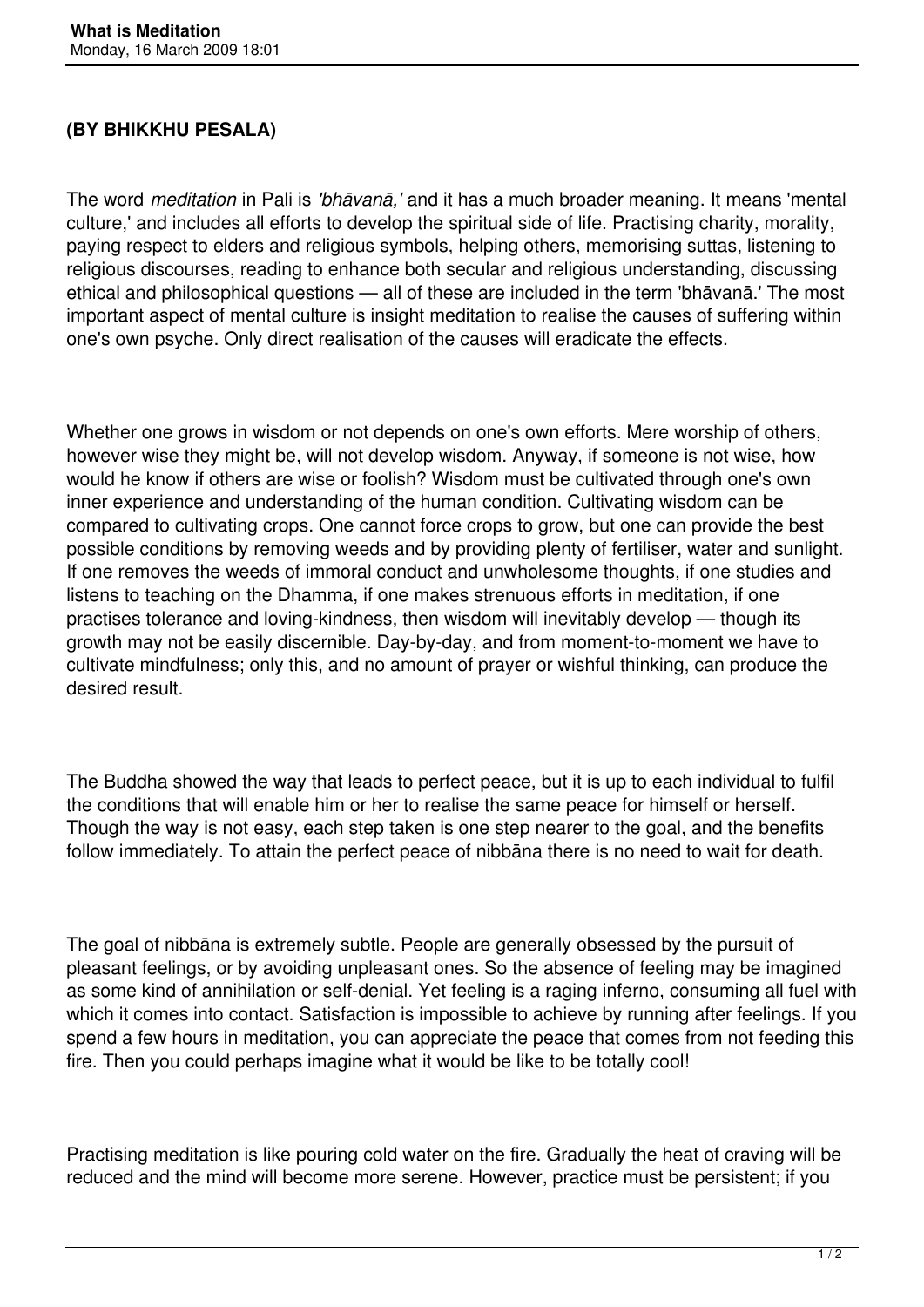**(BY BHIKKHU PESALA)**

The word *meditation* in Pali is *'bhāvanā,'* and it has a much broader meaning. It means 'mental culture,' and includes all efforts to develop the spiritual side of life. Practising charity, morality, paying respect to elders and religious symbols, helping others, memorising suttas, listening to religious discourses, reading to enhance both secular and religious understanding, discussing ethical and philosophical questions — all of these are included in the term 'bhāvanā.' The most important aspect of mental culture is insight meditation to realise the causes of suffering within one's own psyche. Only direct realisation of the causes will eradicate the effects.

Whether one grows in wisdom or not depends on one's own efforts. Mere worship of others, however wise they might be, will not develop wisdom. Anyway, if someone is not wise, how would he know if others are wise or foolish? Wisdom must be cultivated through one's own inner experience and understanding of the human condition. Cultivating wisdom can be compared to cultivating crops. One cannot force crops to grow, but one can provide the best possible conditions by removing weeds and by providing plenty of fertiliser, water and sunlight. If one removes the weeds of immoral conduct and unwholesome thoughts, if one studies and listens to teaching on the Dhamma, if one makes strenuous efforts in meditation, if one practises tolerance and loving-kindness, then wisdom will inevitably develop — though its growth may not be easily discernible. Day-by-day, and from moment-to-moment we have to cultivate mindfulness; only this, and no amount of prayer or wishful thinking, can produce the desired result.

The Buddha showed the way that leads to perfect peace, but it is up to each individual to fulfil the conditions that will enable him or her to realise the same peace for himself or herself. Though the way is not easy, each step taken is one step nearer to the goal, and the benefits follow immediately. To attain the perfect peace of nibbāna there is no need to wait for death.

The goal of nibbāna is extremely subtle. People are generally obsessed by the pursuit of pleasant feelings, or by avoiding unpleasant ones. So the absence of feeling may be imagined as some kind of annihilation or self-denial. Yet feeling is a raging inferno, consuming all fuel with which it comes into contact. Satisfaction is impossible to achieve by running after feelings. If you spend a few hours in meditation, you can appreciate the peace that comes from not feeding this fire. Then you could perhaps imagine what it would be like to be totally cool!

Practising meditation is like pouring cold water on the fire. Gradually the heat of craving will be reduced and the mind will become more serene. However, practice must be persistent; if you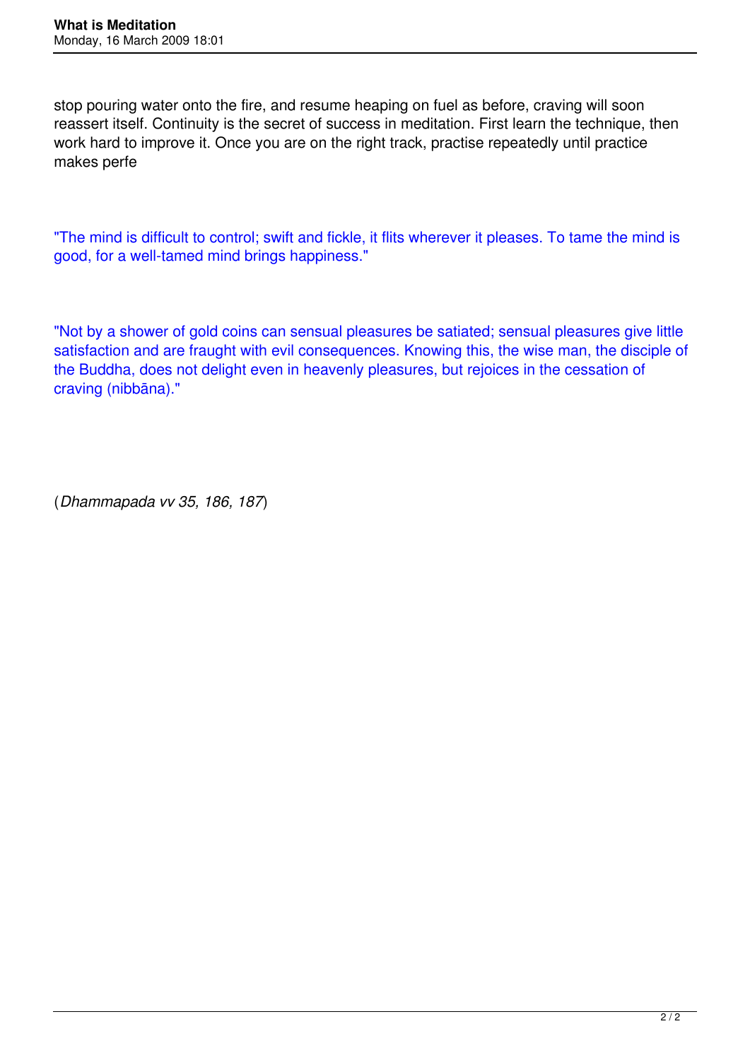stop pouring water onto the fire, and resume heaping on fuel as before, craving will soon reassert itself. Continuity is the secret of success in meditation. First learn the technique, then work hard to improve it. Once you are on the right track, practise repeatedly until practice makes perfe

"The mind is difficult to control; swift and fickle, it flits wherever it pleases. To tame the mind is good, for a well-tamed mind brings happiness."

"Not by a shower of gold coins can sensual pleasures be satiated; sensual pleasures give little satisfaction and are fraught with evil consequences. Knowing this, the wise man, the disciple of the Buddha, does not delight even in heavenly pleasures, but rejoices in the cessation of craving (nibbāna)."

(*Dhammapada vv 35, 186, 187*)